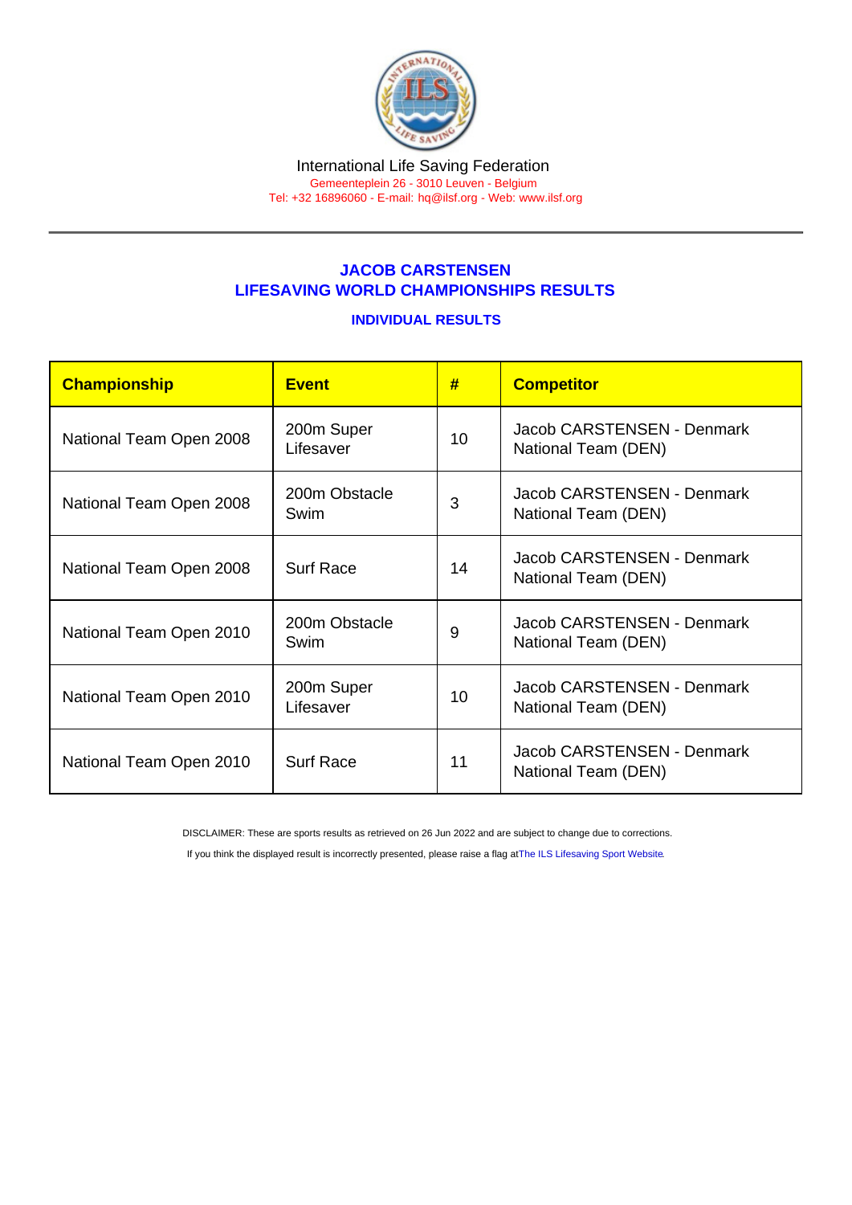International Life Saving Federation
Gemeenteplein 26 - 3010 Leuven - Belgium
Tel: +32 16896060 - E-mail: hq@ilsf.org - Web: www.ilsf.org

## JACOB CARSTENSEN
## LIFESAVING WORLD CHAMPIONSHIPS RESULTS

### INDIVIDUAL RESULTS

| Championship | Event | # | Competitor |
|---|---|---|---|
| National Team Open 2008 | 200m Super Lifesaver | 10 | Jacob CARSTENSEN - Denmark National Team (DEN) |
| National Team Open 2008 | 200m Obstacle Swim | 3 | Jacob CARSTENSEN - Denmark National Team (DEN) |
| National Team Open 2008 | Surf Race | 14 | Jacob CARSTENSEN - Denmark National Team (DEN) |
| National Team Open 2010 | 200m Obstacle Swim | 9 | Jacob CARSTENSEN - Denmark National Team (DEN) |
| National Team Open 2010 | 200m Super Lifesaver | 10 | Jacob CARSTENSEN - Denmark National Team (DEN) |
| National Team Open 2010 | Surf Race | 11 | Jacob CARSTENSEN - Denmark National Team (DEN) |

DISCLAIMER: These are sports results as retrieved on 26 Jun 2022 and are subject to change due to corrections.

If you think the displayed result is incorrectly presented, please raise a flag at The ILS Lifesaving Sport Website.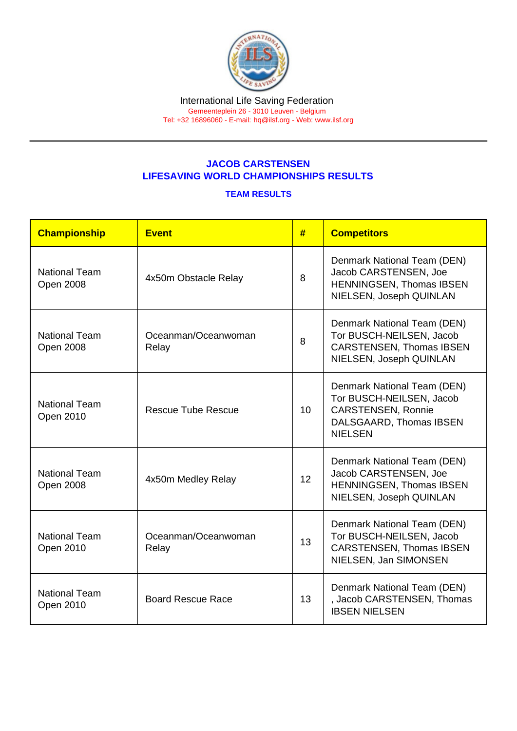International Life Saving Federation
Gemeenteplein 26 - 3010 Leuven - Belgium
Tel: +32 16896060 - E-mail: hq@ilsf.org - Web: www.ilsf.org

## JACOB CARSTENSEN
## LIFESAVING WORLD CHAMPIONSHIPS RESULTS

### TEAM RESULTS

| Championship | Event | # | Competitors |
|---|---|---|---|
| National Team Open 2008 | 4x50m Obstacle Relay | 8 | Denmark National Team (DEN) Jacob CARSTENSEN, Joe HENNINGSEN, Thomas IBSEN NIELSEN, Joseph QUINLAN |
| National Team Open 2008 | Oceanman/Oceanwoman Relay | 8 | Denmark National Team (DEN) Tor BUSCH-NEILSEN, Jacob CARSTENSEN, Thomas IBSEN NIELSEN, Joseph QUINLAN |
| National Team Open 2010 | Rescue Tube Rescue | 10 | Denmark National Team (DEN) Tor BUSCH-NEILSEN, Jacob CARSTENSEN, Ronnie DALSGAARD, Thomas IBSEN NIELSEN |
| National Team Open 2008 | 4x50m Medley Relay | 12 | Denmark National Team (DEN) Jacob CARSTENSEN, Joe HENNINGSEN, Thomas IBSEN NIELSEN, Joseph QUINLAN |
| National Team Open 2010 | Oceanman/Oceanwoman Relay | 13 | Denmark National Team (DEN) Tor BUSCH-NEILSEN, Jacob CARSTENSEN, Thomas IBSEN NIELSEN, Jan SIMONSEN |
| National Team Open 2010 | Board Rescue Race | 13 | Denmark National Team (DEN) , Jacob CARSTENSEN, Thomas IBSEN NIELSEN |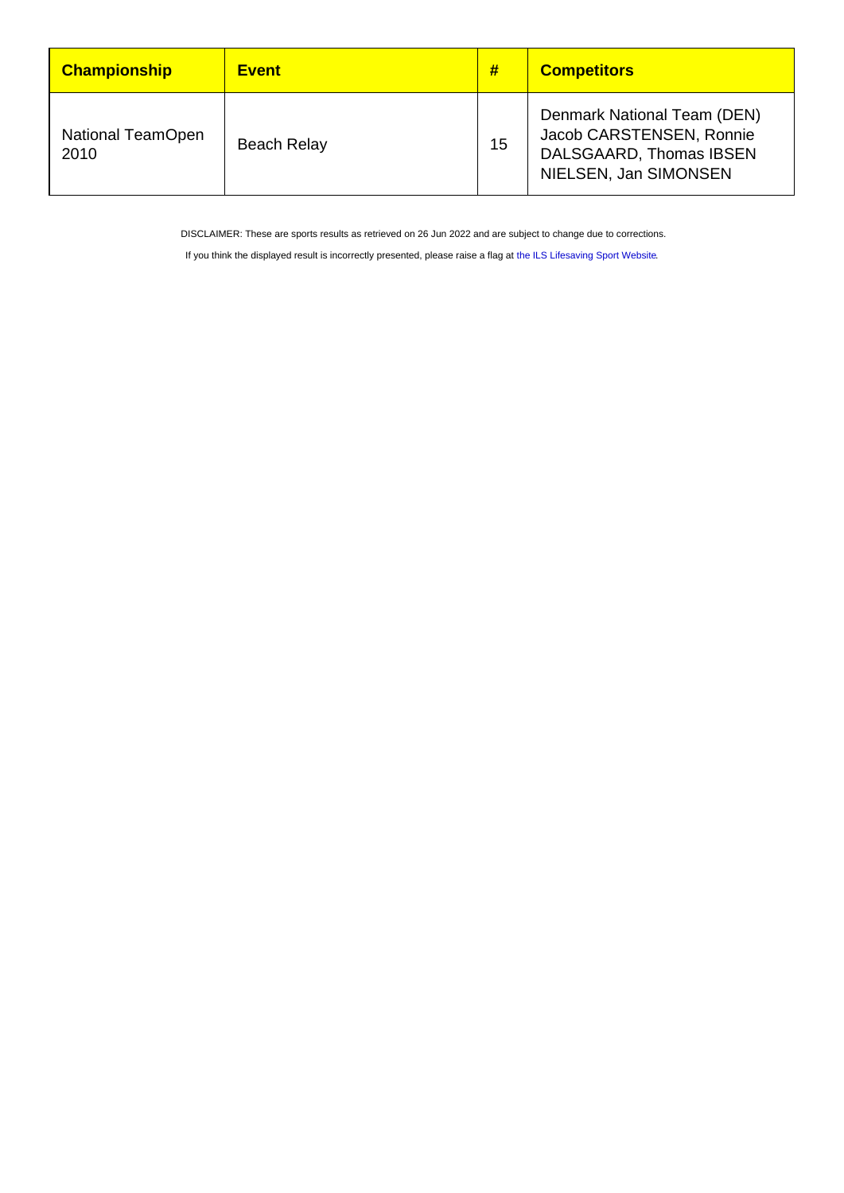| Championship | Event | # | Competitors |
|---|---|---|---|
| National TeamOpen 2010 | Beach Relay | 15 | Denmark National Team (DEN) Jacob CARSTENSEN, Ronnie DALSGAARD, Thomas IBSEN NIELSEN, Jan SIMONSEN |

DISCLAIMER: These are sports results as retrieved on 26 Jun 2022 and are subject to change due to corrections.

If you think the displayed result is incorrectly presented, please raise a flag at the ILS Lifesaving Sport Website.